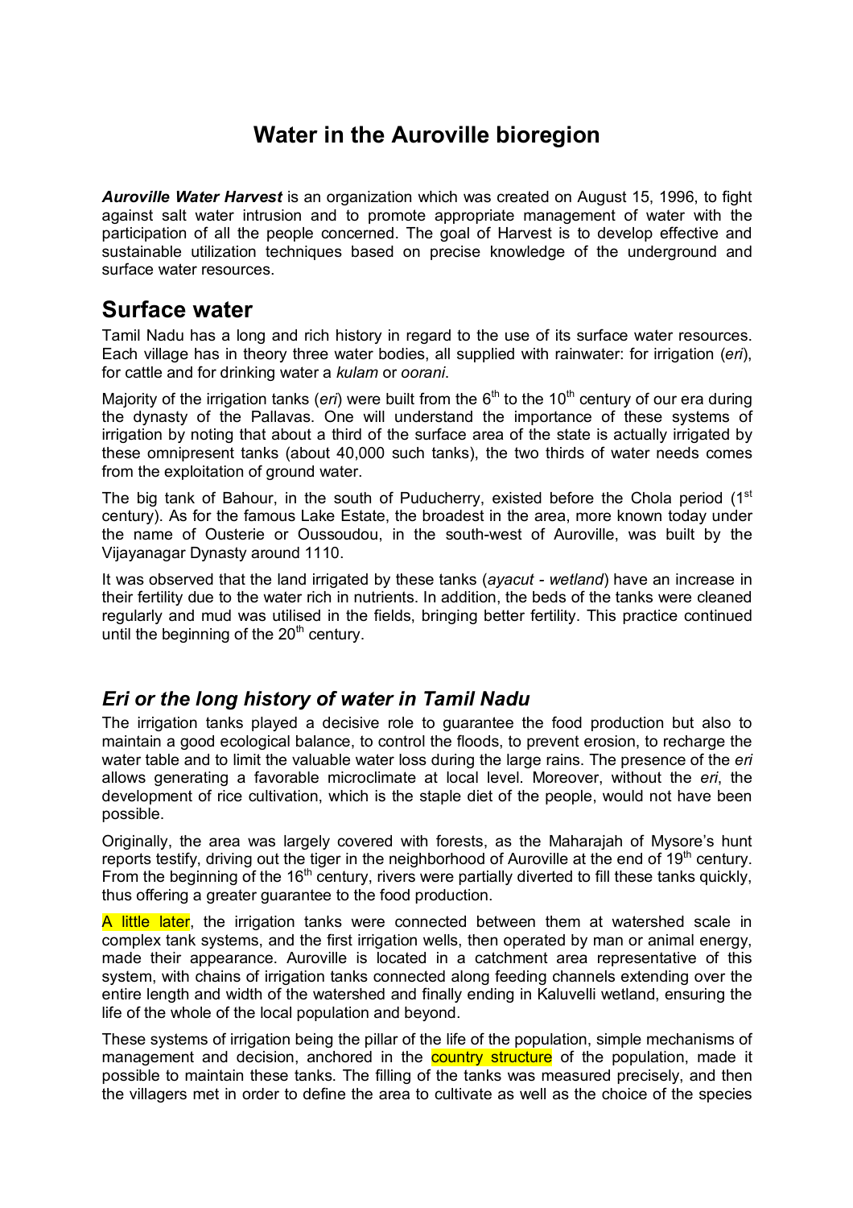# Water in the Auroville bioregion

***Auroville Water Harvest*** is an organization which was created on August 15, 1996, to fight against salt water intrusion and to promote appropriate management of water with the participation of all the people concerned. The goal of Harvest is to develop effective and sustainable utilization techniques based on precise knowledge of the underground and surface water resources.

## Surface water

Tamil Nadu has a long and rich history in regard to the use of its surface water resources. Each village has in theory three water bodies, all supplied with rainwater: for irrigation (*eri*), for cattle and for drinking water a *kulam* or *oorani*.

Majority of the irrigation tanks (*eri*) were built from the 6th to the 10th century of our era during the dynasty of the Pallavas. One will understand the importance of these systems of irrigation by noting that about a third of the surface area of the state is actually irrigated by these omnipresent tanks (about 40,000 such tanks), the two thirds of water needs comes from the exploitation of ground water.

The big tank of Bahour, in the south of Puducherry, existed before the Chola period (1st century). As for the famous Lake Estate, the broadest in the area, more known today under the name of Ousterie or Oussoudou, in the south-west of Auroville, was built by the Vijayanagar Dynasty around 1110.

It was observed that the land irrigated by these tanks (*ayacut - wetland*) have an increase in their fertility due to the water rich in nutrients. In addition, the beds of the tanks were cleaned regularly and mud was utilised in the fields, bringing better fertility. This practice continued until the beginning of the 20th century.

### *Eri or the long history of water in Tamil Nadu*

The irrigation tanks played a decisive role to guarantee the food production but also to maintain a good ecological balance, to control the floods, to prevent erosion, to recharge the water table and to limit the valuable water loss during the large rains. The presence of the *eri* allows generating a favorable microclimate at local level. Moreover, without the *eri*, the development of rice cultivation, which is the staple diet of the people, would not have been possible.

Originally, the area was largely covered with forests, as the Maharajah of Mysore's hunt reports testify, driving out the tiger in the neighborhood of Auroville at the end of 19th century. From the beginning of the 16th century, rivers were partially diverted to fill these tanks quickly, thus offering a greater guarantee to the food production.

A little later, the irrigation tanks were connected between them at watershed scale in complex tank systems, and the first irrigation wells, then operated by man or animal energy, made their appearance. Auroville is located in a catchment area representative of this system, with chains of irrigation tanks connected along feeding channels extending over the entire length and width of the watershed and finally ending in Kaluvelli wetland, ensuring the life of the whole of the local population and beyond.

These systems of irrigation being the pillar of the life of the population, simple mechanisms of management and decision, anchored in the country structure of the population, made it possible to maintain these tanks. The filling of the tanks was measured precisely, and then the villagers met in order to define the area to cultivate as well as the choice of the species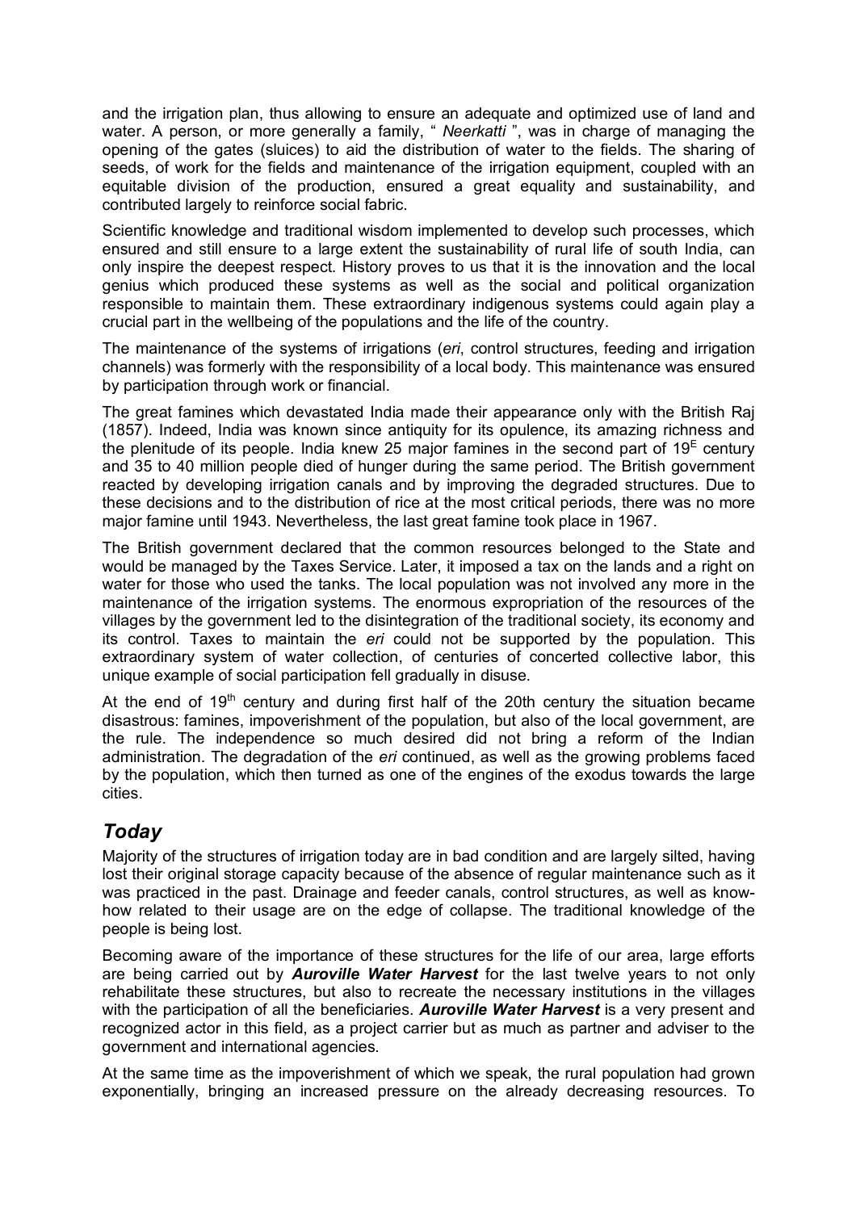and the irrigation plan, thus allowing to ensure an adequate and optimized use of land and water. A person, or more generally a family, " *Neerkatti* ", was in charge of managing the opening of the gates (sluices) to aid the distribution of water to the fields. The sharing of seeds, of work for the fields and maintenance of the irrigation equipment, coupled with an equitable division of the production, ensured a great equality and sustainability, and contributed largely to reinforce social fabric.

Scientific knowledge and traditional wisdom implemented to develop such processes, which ensured and still ensure to a large extent the sustainability of rural life of south India, can only inspire the deepest respect. History proves to us that it is the innovation and the local genius which produced these systems as well as the social and political organization responsible to maintain them. These extraordinary indigenous systems could again play a crucial part in the wellbeing of the populations and the life of the country.

The maintenance of the systems of irrigations (*eri*, control structures, feeding and irrigation channels) was formerly with the responsibility of a local body. This maintenance was ensured by participation through work or financial.

The great famines which devastated India made their appearance only with the British Raj (1857). Indeed, India was known since antiquity for its opulence, its amazing richness and the plenitude of its people. India knew 25 major famines in the second part of 19^E century and 35 to 40 million people died of hunger during the same period. The British government reacted by developing irrigation canals and by improving the degraded structures. Due to these decisions and to the distribution of rice at the most critical periods, there was no more major famine until 1943. Nevertheless, the last great famine took place in 1967.

The British government declared that the common resources belonged to the State and would be managed by the Taxes Service. Later, it imposed a tax on the lands and a right on water for those who used the tanks. The local population was not involved any more in the maintenance of the irrigation systems. The enormous expropriation of the resources of the villages by the government led to the disintegration of the traditional society, its economy and its control. Taxes to maintain the *eri* could not be supported by the population. This extraordinary system of water collection, of centuries of concerted collective labor, this unique example of social participation fell gradually in disuse.

At the end of 19^th century and during first half of the 20th century the situation became disastrous: famines, impoverishment of the population, but also of the local government, are the rule. The independence so much desired did not bring a reform of the Indian administration. The degradation of the *eri* continued, as well as the growing problems faced by the population, which then turned as one of the engines of the exodus towards the large cities.

## *Today*

Majority of the structures of irrigation today are in bad condition and are largely silted, having lost their original storage capacity because of the absence of regular maintenance such as it was practiced in the past. Drainage and feeder canals, control structures, as well as know-how related to their usage are on the edge of collapse. The traditional knowledge of the people is being lost.

Becoming aware of the importance of these structures for the life of our area, large efforts are being carried out by ***Auroville Water Harvest*** for the last twelve years to not only rehabilitate these structures, but also to recreate the necessary institutions in the villages with the participation of all the beneficiaries. ***Auroville Water Harvest*** is a very present and recognized actor in this field, as a project carrier but as much as partner and adviser to the government and international agencies.

At the same time as the impoverishment of which we speak, the rural population had grown exponentially, bringing an increased pressure on the already decreasing resources. To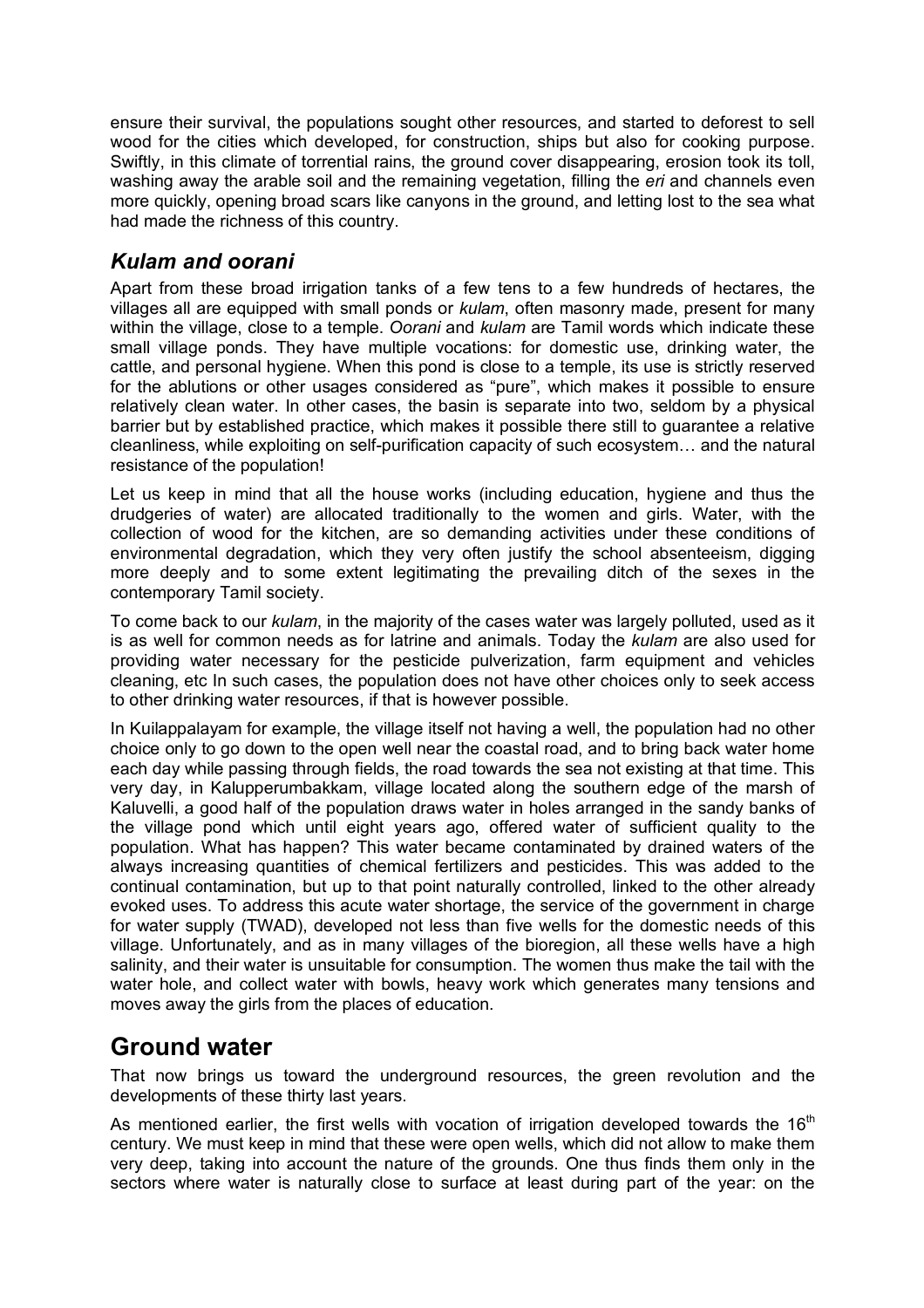ensure their survival, the populations sought other resources, and started to deforest to sell wood for the cities which developed, for construction, ships but also for cooking purpose. Swiftly, in this climate of torrential rains, the ground cover disappearing, erosion took its toll, washing away the arable soil and the remaining vegetation, filling the *eri* and channels even more quickly, opening broad scars like canyons in the ground, and letting lost to the sea what had made the richness of this country.

### *Kulam and oorani*

Apart from these broad irrigation tanks of a few tens to a few hundreds of hectares, the villages all are equipped with small ponds or *kulam*, often masonry made, present for many within the village, close to a temple. *Oorani* and *kulam* are Tamil words which indicate these small village ponds. They have multiple vocations: for domestic use, drinking water, the cattle, and personal hygiene. When this pond is close to a temple, its use is strictly reserved for the ablutions or other usages considered as "pure", which makes it possible to ensure relatively clean water. In other cases, the basin is separate into two, seldom by a physical barrier but by established practice, which makes it possible there still to guarantee a relative cleanliness, while exploiting on self-purification capacity of such ecosystem… and the natural resistance of the population!

Let us keep in mind that all the house works (including education, hygiene and thus the drudgeries of water) are allocated traditionally to the women and girls. Water, with the collection of wood for the kitchen, are so demanding activities under these conditions of environmental degradation, which they very often justify the school absenteeism, digging more deeply and to some extent legitimating the prevailing ditch of the sexes in the contemporary Tamil society.

To come back to our *kulam*, in the majority of the cases water was largely polluted, used as it is as well for common needs as for latrine and animals. Today the *kulam* are also used for providing water necessary for the pesticide pulverization, farm equipment and vehicles cleaning, etc In such cases, the population does not have other choices only to seek access to other drinking water resources, if that is however possible.

In Kuilappalayam for example, the village itself not having a well, the population had no other choice only to go down to the open well near the coastal road, and to bring back water home each day while passing through fields, the road towards the sea not existing at that time. This very day, in Kalupperumbakkam, village located along the southern edge of the marsh of Kaluvelli, a good half of the population draws water in holes arranged in the sandy banks of the village pond which until eight years ago, offered water of sufficient quality to the population. What has happen? This water became contaminated by drained waters of the always increasing quantities of chemical fertilizers and pesticides. This was added to the continual contamination, but up to that point naturally controlled, linked to the other already evoked uses. To address this acute water shortage, the service of the government in charge for water supply (TWAD), developed not less than five wells for the domestic needs of this village. Unfortunately, and as in many villages of the bioregion, all these wells have a high salinity, and their water is unsuitable for consumption. The women thus make the tail with the water hole, and collect water with bowls, heavy work which generates many tensions and moves away the girls from the places of education.

## Ground water

That now brings us toward the underground resources, the green revolution and the developments of these thirty last years.

As mentioned earlier, the first wells with vocation of irrigation developed towards the 16th century. We must keep in mind that these were open wells, which did not allow to make them very deep, taking into account the nature of the grounds. One thus finds them only in the sectors where water is naturally close to surface at least during part of the year: on the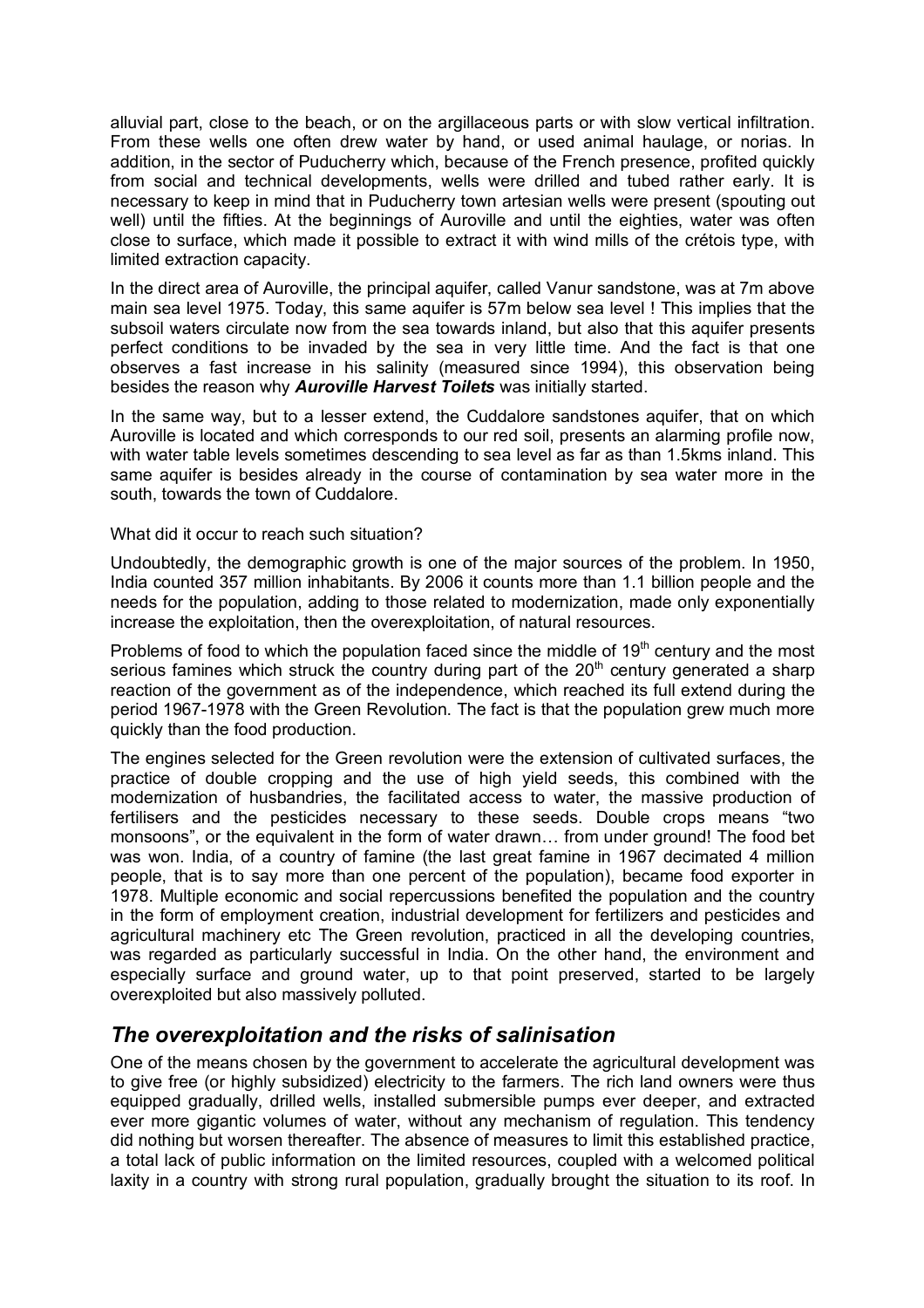alluvial part, close to the beach, or on the argillaceous parts or with slow vertical infiltration. From these wells one often drew water by hand, or used animal haulage, or norias. In addition, in the sector of Puducherry which, because of the French presence, profited quickly from social and technical developments, wells were drilled and tubed rather early. It is necessary to keep in mind that in Puducherry town artesian wells were present (spouting out well) until the fifties. At the beginnings of Auroville and until the eighties, water was often close to surface, which made it possible to extract it with wind mills of the crétois type, with limited extraction capacity.

In the direct area of Auroville, the principal aquifer, called Vanur sandstone, was at 7m above main sea level 1975. Today, this same aquifer is 57m below sea level ! This implies that the subsoil waters circulate now from the sea towards inland, but also that this aquifer presents perfect conditions to be invaded by the sea in very little time. And the fact is that one observes a fast increase in his salinity (measured since 1994), this observation being besides the reason why ***Auroville Harvest Toilets*** was initially started.

In the same way, but to a lesser extend, the Cuddalore sandstones aquifer, that on which Auroville is located and which corresponds to our red soil, presents an alarming profile now, with water table levels sometimes descending to sea level as far as than 1.5kms inland. This same aquifer is besides already in the course of contamination by sea water more in the south, towards the town of Cuddalore.

What did it occur to reach such situation?

Undoubtedly, the demographic growth is one of the major sources of the problem. In 1950, India counted 357 million inhabitants. By 2006 it counts more than 1.1 billion people and the needs for the population, adding to those related to modernization, made only exponentially increase the exploitation, then the overexploitation, of natural resources.

Problems of food to which the population faced since the middle of 19th century and the most serious famines which struck the country during part of the 20th century generated a sharp reaction of the government as of the independence, which reached its full extend during the period 1967-1978 with the Green Revolution. The fact is that the population grew much more quickly than the food production.

The engines selected for the Green revolution were the extension of cultivated surfaces, the practice of double cropping and the use of high yield seeds, this combined with the modernization of husbandries, the facilitated access to water, the massive production of fertilisers and the pesticides necessary to these seeds. Double crops means "two monsoons", or the equivalent in the form of water drawn… from under ground! The food bet was won. India, of a country of famine (the last great famine in 1967 decimated 4 million people, that is to say more than one percent of the population), became food exporter in 1978. Multiple economic and social repercussions benefited the population and the country in the form of employment creation, industrial development for fertilizers and pesticides and agricultural machinery etc The Green revolution, practiced in all the developing countries, was regarded as particularly successful in India. On the other hand, the environment and especially surface and ground water, up to that point preserved, started to be largely overexploited but also massively polluted.

## *The overexploitation and the risks of salinisation*

One of the means chosen by the government to accelerate the agricultural development was to give free (or highly subsidized) electricity to the farmers. The rich land owners were thus equipped gradually, drilled wells, installed submersible pumps ever deeper, and extracted ever more gigantic volumes of water, without any mechanism of regulation. This tendency did nothing but worsen thereafter. The absence of measures to limit this established practice, a total lack of public information on the limited resources, coupled with a welcomed political laxity in a country with strong rural population, gradually brought the situation to its roof. In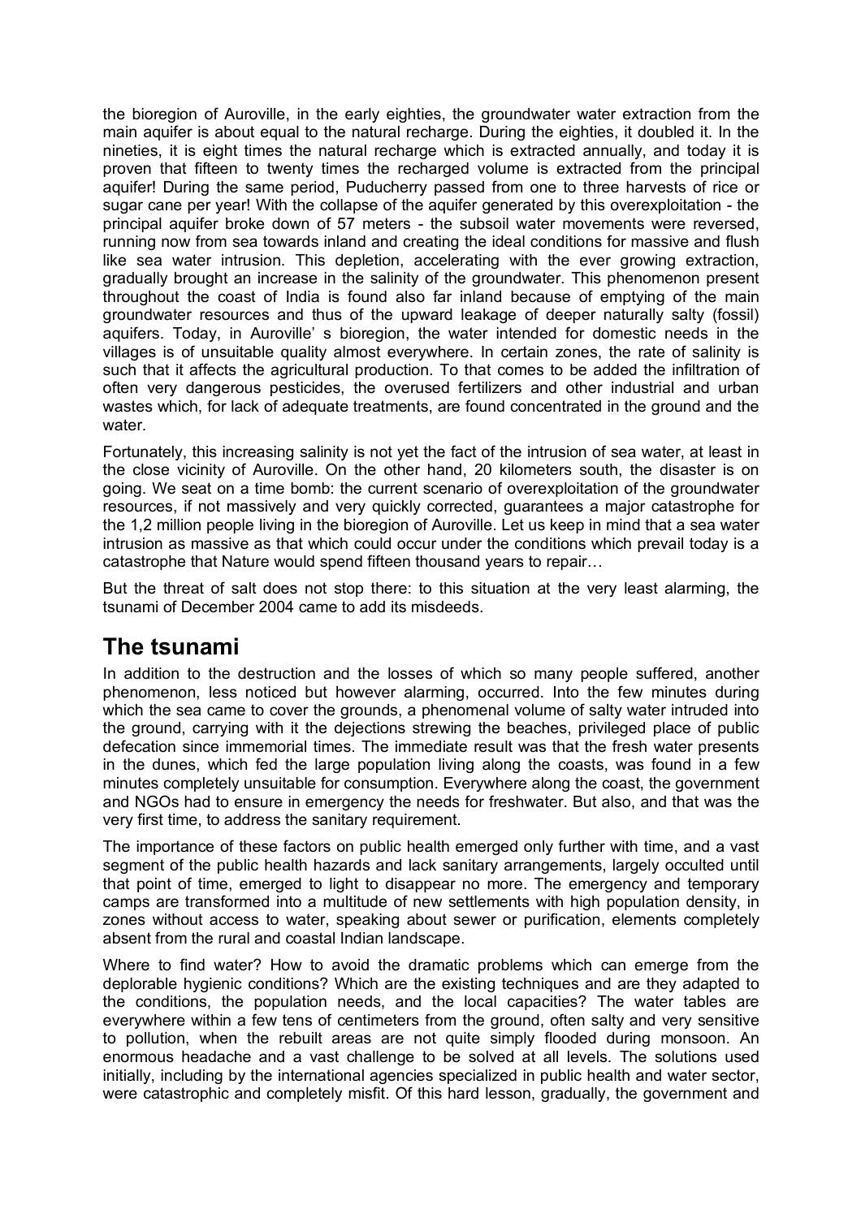the bioregion of Auroville, in the early eighties, the groundwater water extraction from the main aquifer is about equal to the natural recharge. During the eighties, it doubled it. In the nineties, it is eight times the natural recharge which is extracted annually, and today it is proven that fifteen to twenty times the recharged volume is extracted from the principal aquifer! During the same period, Puducherry passed from one to three harvests of rice or sugar cane per year! With the collapse of the aquifer generated by this overexploitation - the principal aquifer broke down of 57 meters - the subsoil water movements were reversed, running now from sea towards inland and creating the ideal conditions for massive and flush like sea water intrusion. This depletion, accelerating with the ever growing extraction, gradually brought an increase in the salinity of the groundwater. This phenomenon present throughout the coast of India is found also far inland because of emptying of the main groundwater resources and thus of the upward leakage of deeper naturally salty (fossil) aquifers. Today, in Auroville' s bioregion, the water intended for domestic needs in the villages is of unsuitable quality almost everywhere. In certain zones, the rate of salinity is such that it affects the agricultural production. To that comes to be added the infiltration of often very dangerous pesticides, the overused fertilizers and other industrial and urban wastes which, for lack of adequate treatments, are found concentrated in the ground and the water.

Fortunately, this increasing salinity is not yet the fact of the intrusion of sea water, at least in the close vicinity of Auroville. On the other hand, 20 kilometers south, the disaster is on going. We seat on a time bomb: the current scenario of overexploitation of the groundwater resources, if not massively and very quickly corrected, guarantees a major catastrophe for the 1,2 million people living in the bioregion of Auroville. Let us keep in mind that a sea water intrusion as massive as that which could occur under the conditions which prevail today is a catastrophe that Nature would spend fifteen thousand years to repair…

But the threat of salt does not stop there: to this situation at the very least alarming, the tsunami of December 2004 came to add its misdeeds.

## The tsunami

In addition to the destruction and the losses of which so many people suffered, another phenomenon, less noticed but however alarming, occurred. Into the few minutes during which the sea came to cover the grounds, a phenomenal volume of salty water intruded into the ground, carrying with it the dejections strewing the beaches, privileged place of public defecation since immemorial times. The immediate result was that the fresh water presents in the dunes, which fed the large population living along the coasts, was found in a few minutes completely unsuitable for consumption. Everywhere along the coast, the government and NGOs had to ensure in emergency the needs for freshwater. But also, and that was the very first time, to address the sanitary requirement.

The importance of these factors on public health emerged only further with time, and a vast segment of the public health hazards and lack sanitary arrangements, largely occulted until that point of time, emerged to light to disappear no more. The emergency and temporary camps are transformed into a multitude of new settlements with high population density, in zones without access to water, speaking about sewer or purification, elements completely absent from the rural and coastal Indian landscape.

Where to find water? How to avoid the dramatic problems which can emerge from the deplorable hygienic conditions? Which are the existing techniques and are they adapted to the conditions, the population needs, and the local capacities? The water tables are everywhere within a few tens of centimeters from the ground, often salty and very sensitive to pollution, when the rebuilt areas are not quite simply flooded during monsoon. An enormous headache and a vast challenge to be solved at all levels. The solutions used initially, including by the international agencies specialized in public health and water sector, were catastrophic and completely misfit. Of this hard lesson, gradually, the government and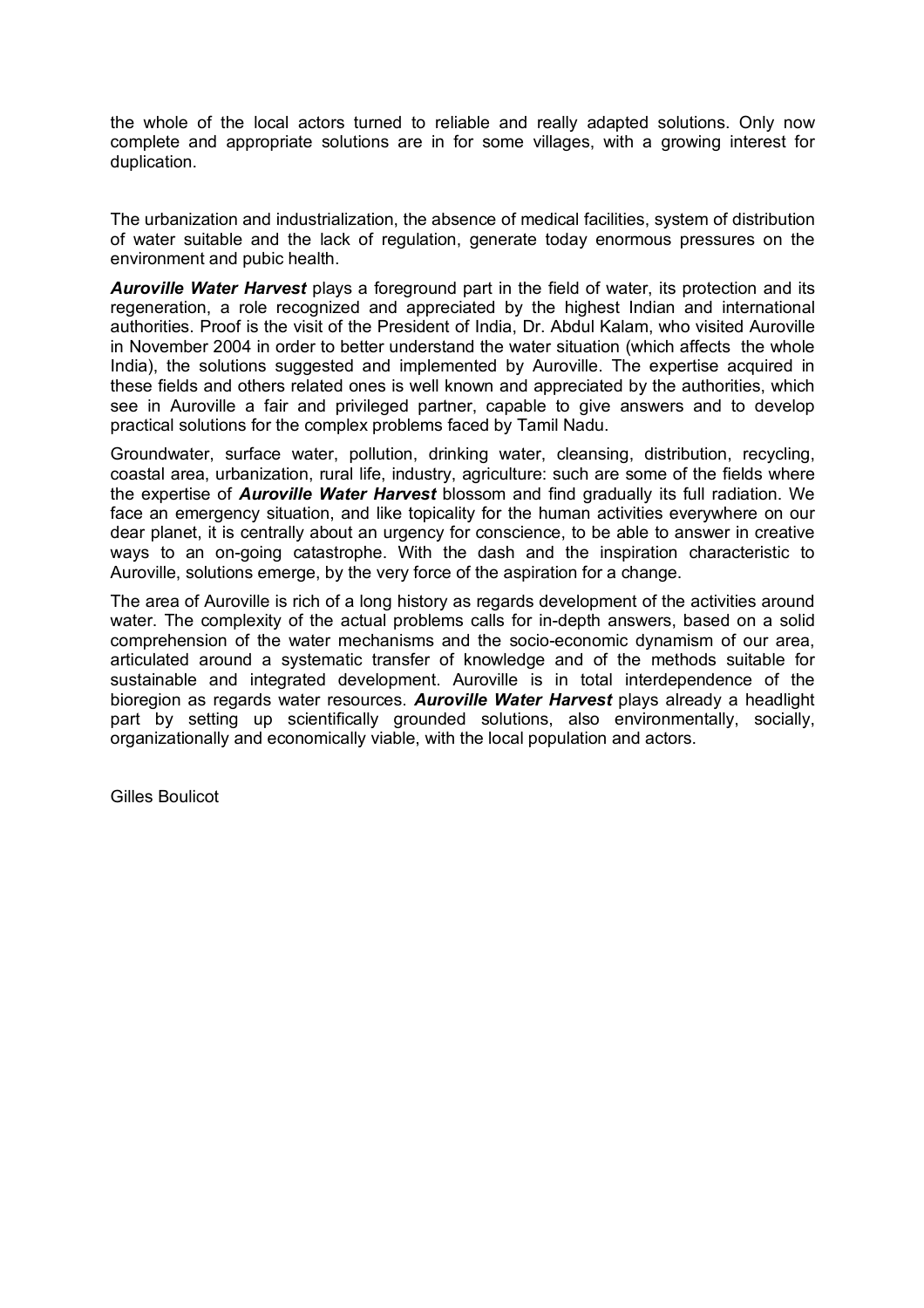the whole of the local actors turned to reliable and really adapted solutions. Only now complete and appropriate solutions are in for some villages, with a growing interest for duplication.

The urbanization and industrialization, the absence of medical facilities, system of distribution of water suitable and the lack of regulation, generate today enormous pressures on the environment and pubic health.

***Auroville Water Harvest*** plays a foreground part in the field of water, its protection and its regeneration, a role recognized and appreciated by the highest Indian and international authorities. Proof is the visit of the President of India, Dr. Abdul Kalam, who visited Auroville in November 2004 in order to better understand the water situation (which affects the whole India), the solutions suggested and implemented by Auroville. The expertise acquired in these fields and others related ones is well known and appreciated by the authorities, which see in Auroville a fair and privileged partner, capable to give answers and to develop practical solutions for the complex problems faced by Tamil Nadu.

Groundwater, surface water, pollution, drinking water, cleansing, distribution, recycling, coastal area, urbanization, rural life, industry, agriculture: such are some of the fields where the expertise of ***Auroville Water Harvest*** blossom and find gradually its full radiation. We face an emergency situation, and like topicality for the human activities everywhere on our dear planet, it is centrally about an urgency for conscience, to be able to answer in creative ways to an on-going catastrophe. With the dash and the inspiration characteristic to Auroville, solutions emerge, by the very force of the aspiration for a change.

The area of Auroville is rich of a long history as regards development of the activities around water. The complexity of the actual problems calls for in-depth answers, based on a solid comprehension of the water mechanisms and the socio-economic dynamism of our area, articulated around a systematic transfer of knowledge and of the methods suitable for sustainable and integrated development. Auroville is in total interdependence of the bioregion as regards water resources. ***Auroville Water Harvest*** plays already a headlight part by setting up scientifically grounded solutions, also environmentally, socially, organizationally and economically viable, with the local population and actors.

Gilles Boulicot